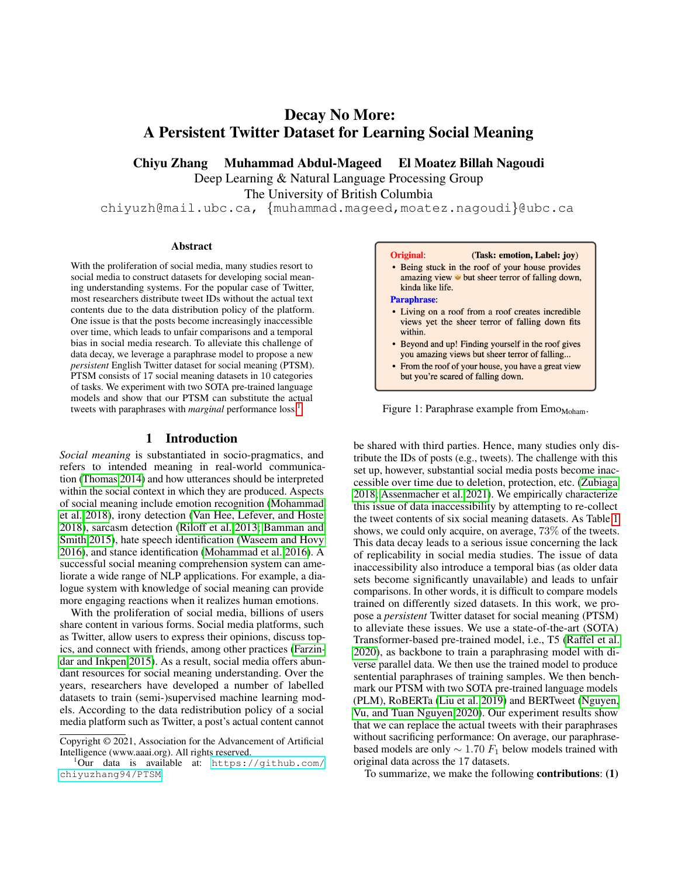# Decay No More: A Persistent Twitter Dataset for Learning Social Meaning

**Chiyu Zhang   Muhammad Abdul-Mageed   El Moatez Billah Nagoudi**

Deep Learning & Natural Language Processing Group
The University of British Columbia
chiyuzh@mail.ubc.ca, {muhammad.mageed,moatez.nagoudi}@ubc.ca

## Abstract

With the proliferation of social media, many studies resort to social media to construct datasets for developing social meaning understanding systems. For the popular case of Twitter, most researchers distribute tweet IDs without the actual text contents due to the data distribution policy of the platform. One issue is that the posts become increasingly inaccessible over time, which leads to unfair comparisons and a temporal bias in social media research. To alleviate this challenge of data decay, we leverage a paraphrase model to propose a new *persistent* English Twitter dataset for social meaning (PTSM). PTSM consists of 17 social meaning datasets in 10 categories of tasks. We experiment with two SOTA pre-trained language models and show that our PTSM can substitute the actual tweets with paraphrases with *marginal* performance loss.[1]

**Original**: (Task: emotion, Label: joy)

- Being stuck in the roof of your house provides amazing view 😂 but sheer terror of falling down, kinda like life.

**Paraphrase**:

- Living on a roof from a roof creates incredible views yet the sheer terror of falling down fits within.
- Beyond and up! Finding yourself in the roof gives you amazing views but sheer terror of falling...
- From the roof of your house, you have a great view but you're scared of falling down.

Figure 1: Paraphrase example from $\text{Emo}_{\text{Moham}}$.

## 1 Introduction

*Social meaning* is substantiated in socio-pragmatics, and refers to intended meaning in real-world communication (Thomas 2014) and how utterances should be interpreted within the social context in which they are produced. Aspects of social meaning include emotion recognition (Mohammad et al. 2018), irony detection (Van Hee, Lefever, and Hoste 2018), sarcasm detection (Riloff et al. 2013; Bamman and Smith 2015), hate speech identification (Waseem and Hovy 2016), and stance identification (Mohammad et al. 2016). A successful social meaning comprehension system can ameliorate a wide range of NLP applications. For example, a dialogue system with knowledge of social meaning can provide more engaging reactions when it realizes human emotions.

With the proliferation of social media, billions of users share content in various forms. Social media platforms, such as Twitter, allow users to express their opinions, discuss topics, and connect with friends, among other practices (Farzindar and Inkpen 2015). As a result, social media offers abundant resources for social meaning understanding. Over the years, researchers have developed a number of labelled datasets to train (semi-)supervised machine learning models. According to the data redistribution policy of a social media platform such as Twitter, a post's actual content cannot be shared with third parties. Hence, many studies only distribute the IDs of posts (e.g., tweets). The challenge with this set up, however, substantial social media posts become inaccessible over time due to deletion, protection, etc. (Zubiaga 2018; Assenmacher et al. 2021). We empirically characterize this issue of data inaccessibility by attempting to re-collect the tweet contents of six social meaning datasets. As Table 1 shows, we could only acquire, on average, 73% of the tweets. This data decay leads to a serious issue concerning the lack of replicability in social media studies. The issue of data inaccessibility also introduce a temporal bias (as older data sets become significantly unavailable) and leads to unfair comparisons. In other words, it is difficult to compare models trained on differently sized datasets. In this work, we propose a *persistent* Twitter dataset for social meaning (PTSM) to alleviate these issues. We use a state-of-the-art (SOTA) Transformer-based pre-trained model, i.e., T5 (Raffel et al. 2020), as backbone to train a paraphrasing model with diverse parallel data. We then use the trained model to produce sentential paraphrases of training samples. We then benchmark our PTSM with two SOTA pre-trained language models (PLM), RoBERTa (Liu et al. 2019) and BERTweet (Nguyen, Vu, and Tuan Nguyen 2020). Our experiment results show that we can replace the actual tweets with their paraphrases without sacrificing performance: On average, our paraphrase-based models are only $\sim 1.70$ $F_1$ below models trained with original data across the 17 datasets.

To summarize, we make the following **contributions**: **(1)**

Copyright © 2021, Association for the Advancement of Artificial Intelligence (www.aaai.org). All rights reserved.

[1] Our data is available at: https://github.com/chiyuzhang94/PTSM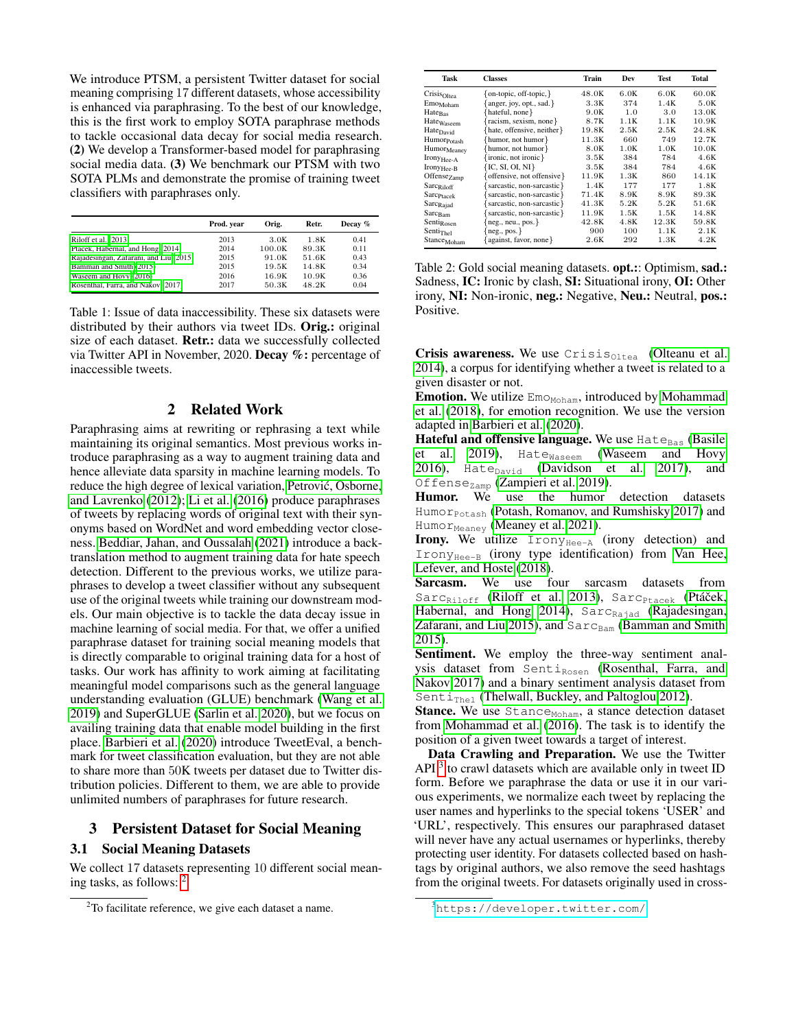We introduce PTSM, a persistent Twitter dataset for social meaning comprising 17 different datasets, whose accessibility is enhanced via paraphrasing. To the best of our knowledge, this is the first work to employ SOTA paraphrase methods to tackle occasional data decay for social media research. **(2)** We develop a Transformer-based model for paraphrasing social media data. **(3)** We benchmark our PTSM with two SOTA PLMs and demonstrate the promise of training tweet classifiers with paraphrases only.

| | Prod. year | Orig. | Retr. | Decay % |
|---|---|---|---|---|
| Riloff et al. 2013 | 2013 | 3.0K | 1.8K | 0.41 |
| Ptacek, Habernal, and Hong 2014 | 2014 | 100.0K | 89.3K | 0.11 |
| Rajadesingan, Zafarani, and Liu 2015 | 2015 | 91.0K | 51.6K | 0.43 |
| Bamman and Smith 2015 | 2015 | 19.5K | 14.8K | 0.34 |
| Waseem and Hovy 2016 | 2016 | 16.9K | 10.9K | 0.36 |
| Rosenthal, Farra, and Nakov 2017 | 2017 | 50.3K | 48.2K | 0.04 |

Table 1: Issue of data inaccessibility. These six datasets were distributed by their authors via tweet IDs. **Orig.:** original size of each dataset. **Retr.:** data we successfully collected via Twitter API in November, 2020. **Decay %:** percentage of inaccessible tweets.

## 2 Related Work

Paraphrasing aims at rewriting or rephrasing a text while maintaining its original semantics. Most previous works introduce paraphrasing as a way to augment training data and hence alleviate data sparsity in machine learning models. To reduce the high degree of lexical variation, Petrović, Osborne, and Lavrenko (2012); Li et al. (2016) produce paraphrases of tweets by replacing words of original text with their synonyms based on WordNet and word embedding vector closeness. Beddiar, Jahan, and Oussalah (2021) introduce a back-translation method to augment training data for hate speech detection. Different to the previous works, we utilize paraphrases to develop a tweet classifier without any subsequent use of the original tweets while training our downstream models. Our main objective is to tackle the data decay issue in machine learning of social media. For that, we offer a unified paraphrase dataset for training social meaning models that is directly comparable to original training data for a host of tasks. Our work has affinity to work aiming at facilitating meaningful model comparisons such as the general language understanding evaluation (GLUE) benchmark (Wang et al. 2019) and SuperGLUE (Sarlin et al. 2020), but we focus on availing training data that enable model building in the first place. Barbieri et al. (2020) introduce TweetEval, a benchmark for tweet classification evaluation, but they are not able to share more than 50K tweets per dataset due to Twitter distribution policies. Different to them, we are able to provide unlimited numbers of paraphrases for future research.

## 3 Persistent Dataset for Social Meaning

### 3.1 Social Meaning Datasets

We collect 17 datasets representing 10 different social meaning tasks, as follows: [2]

[2]To facilitate reference, we give each dataset a name.

| Task | Classes | Train | Dev | Test | Total |
|---|---|---|---|---|---|
| $\text{Crisis}_{\text{Oltea}}$ | {on-topic, off-topic,} | 48.0K | 6.0K | 6.0K | 60.0K |
| $\text{Emo}_{\text{Moham}}$ | {anger, joy, opt., sad.} | 3.3K | 374 | 1.4K | 5.0K |
| $\text{Hate}_{\text{Bas}}$ | {hateful, none} | 9.0K | 1.0 | 3.0 | 13.0K |
| $\text{Hate}_{\text{Waseem}}$ | {racism, sexism, none} | 8.7K | 1.1K | 1.1K | 10.9K |
| $\text{Hate}_{\text{David}}$ | {hate, offensive, neither} | 19.8K | 2.5K | 2.5K | 24.8K |
| $\text{Humor}_{\text{Potash}}$ | {humor, not humor} | 11.3K | 660 | 749 | 12.7K |
| $\text{Humor}_{\text{Meaney}}$ | {humor, not humor} | 8.0K | 1.0K | 1.0K | 10.0K |
| $\text{Irony}_{\text{Hee-A}}$ | {ironic, not ironic} | 3.5K | 384 | 784 | 4.6K |
| $\text{Irony}_{\text{Hee-B}}$ | {IC, SI, OI, NI} | 3.5K | 384 | 784 | 4.6K |
| $\text{Offense}_{\text{Zamp}}$ | {offensive, not offensive} | 11.9K | 1.3K | 860 | 14.1K |
| $\text{Sarc}_{\text{Riloff}}$ | {sarcastic, non-sarcastic} | 1.4K | 177 | 177 | 1.8K |
| $\text{Sarc}_{\text{Ptacek}}$ | {sarcastic, non-sarcastic} | 71.4K | 8.9K | 8.9K | 89.3K |
| $\text{Sarc}_{\text{Rajad}}$ | {sarcastic, non-sarcastic} | 41.3K | 5.2K | 5.2K | 51.6K |
| $\text{Sarc}_{\text{Bam}}$ | {sarcastic, non-sarcastic} | 11.9K | 1.5K | 1.5K | 14.8K |
| $\text{Senti}_{\text{Rosen}}$ | {neg., neu., pos.} | 42.8K | 4.8K | 12.3K | 59.8K |
| $\text{Senti}_{\text{Thel}}$ | {neg., pos.} | 900 | 100 | 1.1K | 2.1K |
| $\text{Stance}_{\text{Moham}}$ | {against, favor, none} | 2.6K | 292 | 1.3K | 4.2K |

Table 2: Gold social meaning datasets. **opt.:**: Optimism, **sad.:** Sadness, **IC:** Ironic by clash, **SI:** Situational irony, **OI:** Other irony, **NI:** Non-ironic, **neg.:** Negative, **Neu.:** Neutral, **pos.:** Positive.

**Crisis awareness.** We use $\text{Crisis}_{\text{Oltea}}$ (Olteanu et al. 2014), a corpus for identifying whether a tweet is related to a given disaster or not.

**Emotion.** We utilize $\text{Emo}_{\text{Moham}}$, introduced by Mohammad et al. (2018), for emotion recognition. We use the version adapted in Barbieri et al. (2020).

**Hateful and offensive language.** We use $\text{Hate}_{\text{Bas}}$ (Basile et al. 2019), $\text{Hate}_{\text{Waseem}}$ (Waseem and Hovy 2016), $\text{Hate}_{\text{David}}$ (Davidson et al. 2017), and $\text{Offense}_{\text{Zamp}}$ (Zampieri et al. 2019).

**Humor.** We use the humor detection datasets $\text{Humor}_{\text{Potash}}$ (Potash, Romanov, and Rumshisky 2017) and $\text{Humor}_{\text{Meaney}}$ (Meaney et al. 2021).

**Irony.** We utilize $\text{Irony}_{\text{Hee-A}}$ (irony detection) and $\text{Irony}_{\text{Hee-B}}$ (irony type identification) from Van Hee, Lefever, and Hoste (2018).

**Sarcasm.** We use four sarcasm datasets from $\text{Sarc}_{\text{Riloff}}$ (Riloff et al. 2013), $\text{Sarc}_{\text{Ptacek}}$ (Ptáček, Habernal, and Hong 2014), $\text{Sarc}_{\text{Rajad}}$ (Rajadesingan, Zafarani, and Liu 2015), and $\text{Sarc}_{\text{Bam}}$ (Bamman and Smith 2015).

**Sentiment.** We employ the three-way sentiment analysis dataset from $\text{Senti}_{\text{Rosen}}$ (Rosenthal, Farra, and Nakov 2017) and a binary sentiment analysis dataset from $\text{Senti}_{\text{Thel}}$ (Thelwall, Buckley, and Paltoglou 2012).

**Stance.** We use $\text{Stance}_{\text{Moham}}$, a stance detection dataset from Mohammad et al. (2016). The task is to identify the position of a given tweet towards a target of interest.

**Data Crawling and Preparation.** We use the Twitter API [3] to crawl datasets which are available only in tweet ID form. Before we paraphrase the data or use it in our various experiments, we normalize each tweet by replacing the user names and hyperlinks to the special tokens 'USER' and 'URL', respectively. This ensures our paraphrased dataset will never have any actual usernames or hyperlinks, thereby protecting user identity. For datasets collected based on hashtags by original authors, we also remove the seed hashtags from the original tweets. For datasets originally used in cross-

[3]https://developer.twitter.com/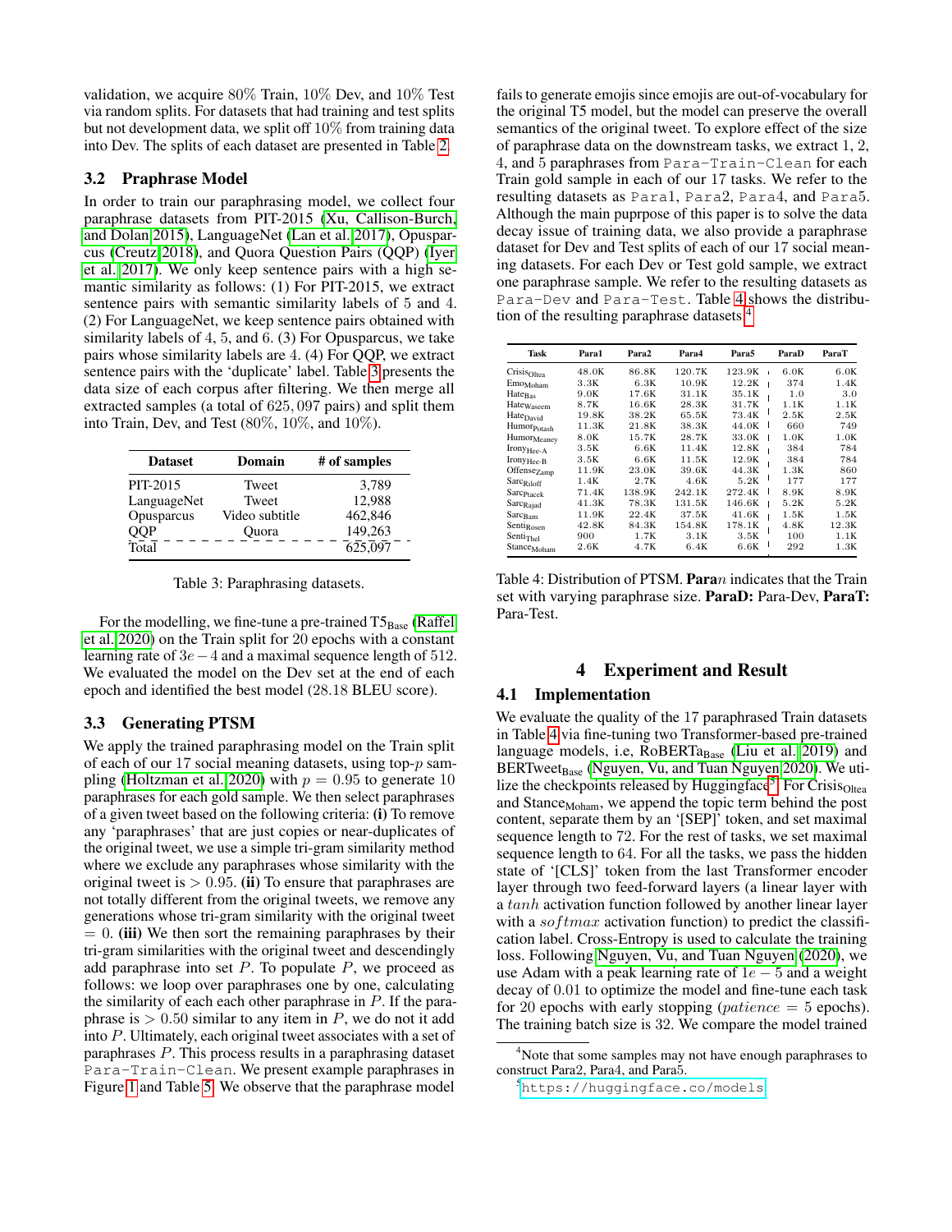validation, we acquire 80% Train, 10% Dev, and 10% Test via random splits. For datasets that had training and test splits but not development data, we split off 10% from training data into Dev. The splits of each dataset are presented in Table 2.

### 3.2 Praphrase Model

In order to train our paraphrasing model, we collect four paraphrase datasets from PIT-2015 (Xu, Callison-Burch, and Dolan 2015), LanguageNet (Lan et al. 2017), Opusparcus (Creutz 2018), and Quora Question Pairs (QQP) (Iyer et al. 2017). We only keep sentence pairs with a high semantic similarity as follows: (1) For PIT-2015, we extract sentence pairs with semantic similarity labels of 5 and 4. (2) For LanguageNet, we keep sentence pairs obtained with similarity labels of 4, 5, and 6. (3) For Opusparcus, we take pairs whose similarity labels are 4. (4) For QQP, we extract sentence pairs with the 'duplicate' label. Table 3 presents the data size of each corpus after filtering. We then merge all extracted samples (a total of 625,097 pairs) and split them into Train, Dev, and Test (80%, 10%, and 10%).

| Dataset | Domain | # of samples |
|---|---|---|
| PIT-2015 | Tweet | 3,789 |
| LanguageNet | Tweet | 12,988 |
| Opusparcus | Video subtitle | 462,846 |
| QQP | Quora | 149,263 |
| Total | | 625,097 |

Table 3: Paraphrasing datasets.

For the modelling, we fine-tune a pre-trained $T5_{Base}$ (Raffel et al. 2020) on the Train split for 20 epochs with a constant learning rate of $3e-4$ and a maximal sequence length of 512. We evaluated the model on the Dev set at the end of each epoch and identified the best model (28.18 BLEU score).

### 3.3 Generating PTSM

We apply the trained paraphrasing model on the Train split of each of our 17 social meaning datasets, using top-$p$ sampling (Holtzman et al. 2020) with $p = 0.95$ to generate 10 paraphrases for each gold sample. We then select paraphrases of a given tweet based on the following criteria: **(i)** To remove any 'paraphrases' that are just copies or near-duplicates of the original tweet, we use a simple tri-gram similarity method where we exclude any paraphrases whose similarity with the original tweet is $> 0.95$. **(ii)** To ensure that paraphrases are not totally different from the original tweets, we remove any generations whose tri-gram similarity with the original tweet $= 0$. **(iii)** We then sort the remaining paraphrases by their tri-gram similarities with the original tweet and descendingly add paraphrase into set $P$. To populate $P$, we proceed as follows: we loop over paraphrases one by one, calculating the similarity of each each other paraphrase in $P$. If the paraphrase is $> 0.50$ similar to any item in $P$, we do not it add into $P$. Ultimately, each original tweet associates with a set of paraphrases $P$. This process results in a paraphrasing dataset `Para-Train-Clean`. We present example paraphrases in Figure 1 and Table 5. We observe that the paraphrase model fails to generate emojis since emojis are out-of-vocabulary for the original T5 model, but the model can preserve the overall semantics of the original tweet. To explore effect of the size of paraphrase data on the downstream tasks, we extract 1, 2, 4, and 5 paraphrases from `Para-Train-Clean` for each Train gold sample in each of our 17 tasks. We refer to the resulting datasets as `Para1`, `Para2`, `Para4`, and `Para5`. Although the main puprpose of this paper is to solve the data decay issue of training data, we also provide a paraphrase dataset for Dev and Test splits of each of our 17 social meaning datasets. For each Dev or Test gold sample, we extract one paraphrase sample. We refer to the resulting datasets as `Para-Dev` and `Para-Test`. Table 4 shows the distribution of the resulting paraphrase datasets.[4]

| Task | Para1 | Para2 | Para4 | Para5 | ParaD | ParaT |
|---|---|---|---|---|---|---|
| $Crisis_{Oltea}$ | 48.0K | 86.8K | 120.7K | 123.9K | 6.0K | 6.0K |
| $Emo_{Moham}$ | 3.3K | 6.3K | 10.9K | 12.2K | 374 | 1.4K |
| $Hate_{Bas}$ | 9.0K | 17.6K | 31.1K | 35.1K | 1.0 | 3.0 |
| $Hate_{Waseem}$ | 8.7K | 16.6K | 28.3K | 31.7K | 1.1K | 1.1K |
| $Hate_{David}$ | 19.8K | 38.2K | 65.5K | 73.4K | 2.5K | 2.5K |
| $Humor_{Potash}$ | 11.3K | 21.8K | 38.3K | 44.0K | 660 | 749 |
| $Humor_{Meaney}$ | 8.0K | 15.7K | 28.7K | 33.0K | 1.0K | 1.0K |
| $Irony_{Hee\text{-}A}$ | 3.5K | 6.6K | 11.4K | 12.8K | 384 | 784 |
| $Irony_{Hee\text{-}B}$ | 3.5K | 6.6K | 11.5K | 12.9K | 384 | 784 |
| $Offense_{Zamp}$ | 11.9K | 23.0K | 39.6K | 44.3K | 1.3K | 860 |
| $Sarc_{Riloff}$ | 1.4K | 2.7K | 4.6K | 5.2K | 177 | 177 |
| $Sarc_{Ptacek}$ | 71.4K | 138.9K | 242.1K | 272.4K | 8.9K | 8.9K |
| $Sarc_{Rajad}$ | 41.3K | 78.3K | 131.5K | 146.6K | 5.2K | 5.2K |
| $Sarc_{Bam}$ | 11.9K | 22.4K | 37.5K | 41.6K | 1.5K | 1.5K |
| $Senti_{Rosen}$ | 42.8K | 84.3K | 154.8K | 178.1K | 4.8K | 12.3K |
| $Senti_{Thel}$ | 900 | 1.7K | 3.1K | 3.5K | 100 | 1.1K |
| $Stance_{Moham}$ | 2.6K | 4.7K | 6.4K | 6.6K | 292 | 1.3K |

Table 4: Distribution of PTSM. **Para**$n$ indicates that the Train set with varying paraphrase size. **ParaD:** Para-Dev, **ParaT:** Para-Test.

## 4 Experiment and Result

### 4.1 Implementation

We evaluate the quality of the 17 paraphrased Train datasets in Table 4 via fine-tuning two Transformer-based pre-trained language models, i.e, $RoBERTa_{Base}$ (Liu et al. 2019) and $BERTweet_{Base}$ (Nguyen, Vu, and Tuan Nguyen 2020). We utilize the checkpoints released by Huggingface[5]. For $Crisis_{Oltea}$ and $Stance_{Moham}$, we append the topic term behind the post content, separate them by an '[SEP]' token, and set maximal sequence length to 72. For the rest of tasks, we set maximal sequence length to 64. For all the tasks, we pass the hidden state of '[CLS]' token from the last Transformer encoder layer through two feed-forward layers (a linear layer with a $tanh$ activation function followed by another linear layer with a $softmax$ activation function) to predict the classification label. Cross-Entropy is used to calculate the training loss. Following Nguyen, Vu, and Tuan Nguyen (2020), we use Adam with a peak learning rate of $1e-5$ and a weight decay of 0.01 to optimize the model and fine-tune each task for 20 epochs with early stopping ($patience = 5$ epochs). The training batch size is 32. We compare the model trained

[4] Note that some samples may not have enough paraphrases to construct Para2, Para4, and Para5.

[5] https://huggingface.co/models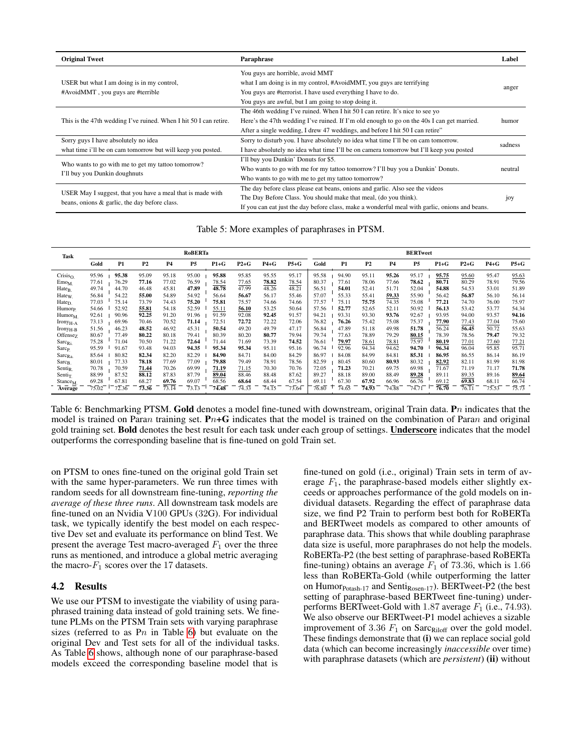| Original Tweet | Paraphrase | Label |
|---|---|---|
| USER but what I am doing is in my control, #AvoidMMT , you guys are #terrible | You guys are horrible, avoid MMT<br>what I am doing is in my control, #AvoidMMT, you guys are terrifying<br>You guys are #terrorist. I have used everything I have to do.<br>You guys are awful, but I am going to stop doing it. | anger |
| This is the 47th wedding I've ruined. When I hit 50 I can retire. | The 46th wedding I've ruined. When I hit 50 I can retire. It's nice to see yo<br>Here's the 47th wedding I've ruined. If I'm old enough to go on the 40s I can get married.<br>After a single wedding, I drew 47 weddings, and before I hit 50 I can retire" | humor |
| Sorry guys I have absolutely no idea what time i'll be on cam tomorrow but will keep you posted. | Sorry to disturb you. I have absolutely no idea what time I'll be on cam tomorrow.<br>I have absolutely no idea what time I'll be on camera tomorrow but I'll keep you posted | sadness |
| Who wants to go with me to get my tattoo tomorrow? I'll buy you Dunkin doughnuts | I'll buy you Dunkin' Donuts for $5.<br>Who wants to go with me for my tattoo tomorrow? I'll buy you a Dunkin' Donuts.<br>Who wants to go with me to get my tattoo tomorrow? | neutral |
| USER May I suggest, that you have a meal that is made with beans, onions & garlic, the day before class. | The day before class please eat beans, onions and garlic. Also see the videos<br>The Day Before Class. You should make that meal, (do you think).<br>If you can eat just the day before class, make a wonderful meal with garlic, onions and beans. | joy |

Table 5: More examples of paraphrases in PTSM.

| Task | RoBERTa | | | | | | | | | BERTweet | | | | | | | | |
|---|---|---|---|---|---|---|---|---|---|---|---|---|---|---|---|---|---|---|
| | Gold | P1 | P2 | P4 | P5 | P1+G | P2+G | P4+G | P5+G | Gold | P1 | P2 | P4 | P5 | P1+G | P2+G | P4+G | P5+G |
| $\text{Crisis}_{\text{O.}}$ | 95.96 | **95.38** | 95.09 | 95.18 | 95.00 | **95.88** | 95.85 | 95.55 | 95.17 | 95.58 | 94.90 | 95.11 | **95.26** | 95.17 | **<u>95.75</u>** | <u>95.60</u> | 95.47 | <u>95.63</u> |
| $\text{Emo}_{\text{M.}}$ | 77.61 | 76.29 | **77.16** | 77.02 | 76.59 | <u>78.54</u> | <u>77.65</u> | **<u>78.82</u>** | <u>78.54</u> | 80.37 | 77.61 | 78.06 | 77.66 | **78.62** | **<u>80.71</u>** | 80.29 | 78.91 | 79.56 |
| $\text{Hate}_{\text{B.}}$ | 49.74 | 44.70 | 46.48 | 45.81 | **47.89** | **48.78** | 47.99 | 48.26 | 48.21 | 56.51 | **54.01** | 52.41 | 51.71 | 52.04 | **54.88** | 54.53 | 53.01 | 51.89 |
| $\text{Hate}_{\text{W.}}$ | 56.84 | 54.22 | **55.00** | 54.89 | 54.92 | 56.64 | **56.67** | 56.17 | 55.46 | 57.07 | 55.33 | 55.41 | **<u>59.33</u>** | 55.90 | 56.42 | **56.87** | 56.10 | 56.14 |
| $\text{Hate}_{\text{D.}}$ | 77.03 | 75.14 | 73.79 | 74.43 | **75.20** | **75.81** | 75.57 | 74.66 | 74.66 | 77.57 | 75.11 | **75.75** | 74.35 | 75.08 | **77.21** | 74.70 | 76.00 | 75.97 |
| $\text{Humor}_{\text{P.}}$ | 54.66 | 52.92 | **<u>55.81</u>** | 54.18 | 52.59 | <u>55.11</u> | **<u>56.10</u>** | 53.25 | 50.64 | 57.56 | **52.77** | 52.65 | 52.11 | 50.92 | **56.13** | 53.42 | 53.77 | 54.34 |
| $\text{Humor}_{\text{M.}}$ | 92.61 | 90.96 | **92.25** | 91.20 | 91.96 | 91.59 | 92.08 | **92.45** | 91.57 | 94.21 | 93.31 | 93.30 | **93.76** | 92.67 | 93.95 | 94.00 | 93.57 | **94.16** |
| $\text{Irony}_{\text{H-A}}$ | 73.13 | 69.96 | 70.46 | 70.52 | **71.14** | 72.51 | **72.72** | 72.22 | 72.06 | 76.82 | **76.26** | 75.42 | 75.08 | 75.37 | **<u>77.90</u>** | <u>77.43</u> | <u>77.04</u> | 75.60 |
| $\text{Irony}_{\text{H-B}}$ | 51.56 | 46.23 | **48.52** | 46.92 | 45.31 | **50.54** | 49.20 | 49.79 | 47.17 | 56.84 | 47.89 | 51.18 | 49.98 | **51.78** | 56.24 | **56.45** | 50.72 | 55.63 |
| $\text{Offense}_{\text{Z.}}$ | 80.67 | 77.49 | **80.22** | 80.18 | 79.41 | 80.39 | 80.20 | **80.77** | 79.94 | 79.74 | 77.63 | 78.89 | 79.29 | **<u>80.15</u>** | 78.39 | 78.56 | **79.47** | 79.32 |
| $\text{Sarc}_{\text{Ri.}}$ | 75.28 | 71.04 | 70.50 | 71.22 | **72.64** | 71.44 | 71.69 | 73.39 | **74.52** | 76.61 | **<u>79.97</u>** | <u>78.61</u> | <u>78.81</u> | 75.97 | **<u>80.19</u>** | <u>77.01</u> | <u>77.60</u> | <u>77.21</u> |
| $\text{Sarc}_{\text{P.}}$ | 95.59 | 91.67 | 93.48 | 94.03 | **94.35** | **95.34** | **95.34** | 95.11 | 95.16 | 96.74 | 92.96 | 94.34 | 94.62 | **94.70** | **96.34** | 96.04 | 95.85 | 95.71 |
| $\text{Sarc}_{\text{Ra.}}$ | 85.64 | 80.82 | **82.34** | 82.20 | 82.29 | **84.90** | 84.71 | 84.00 | 84.29 | 86.97 | 84.08 | 84.99 | 84.81 | **85.31** | **86.95** | 86.55 | 86.14 | 86.19 |
| $\text{Sarc}_{\text{B.}}$ | 80.01 | 77.33 | **78.18** | 77.69 | 77.09 | **79.88** | 79.49 | 78.91 | 78.56 | 82.59 | 80.45 | 80.60 | **80.93** | 80.32 | **<u>82.92</u>** | 82.11 | 81.99 | 81.98 |
| $\text{Senti}_{\text{R.}}$ | 70.78 | 70.59 | **<u>71.44</u>** | 70.26 | 69.99 | **<u>71.19</u>** | <u>71.15</u> | 70.30 | 70.76 | 72.05 | **71.23** | 70.21 | 69.75 | 69.98 | 71.67 | 71.19 | 71.17 | **71.78** |
| $\text{Senti}_{\text{T.}}$ | 88.99 | 87.52 | **88.12** | 87.83 | 87.79 | **<u>89.04</u>** | 88.46 | 88.48 | 87.62 | 89.27 | 88.18 | 89.00 | 88.49 | **<u>89.28</u>** | 89.11 | <u>89.35</u> | 89.16 | **<u>89.64</u>** |
| $\text{Stance}_{\text{M.}}$ | 69.28 | 67.81 | 68.27 | **<u>69.76</u>** | 69.07 | 68.56 | **68.64** | 68.44 | 67.54 | 69.11 | 67.30 | **67.92** | 66.96 | 66.76 | <u>69.12</u> | **<u>69.83</u>** | 68.11 | 66.74 |
| Average | 75.02 | 72.36 | **73.36** | 73.14 | 73.13 | **74.48** | 74.33 | 74.15 | 73.64 | 76.80 | 74.63 | **74.93** | 74.88 | 74.71 | **76.70** | 76.11 | 75.53 | 75.73 |

Table 6: Benchmarking PTSM. **Gold** denotes a model fine-tuned with downstream, original Train data. **P**$n$ indicates that the model is trained on Para$n$ training set. **P**$n$**+G** indicates that the model is trained on the combination of Para$n$ and original gold training set. **Bold** denotes the best result for each task under each group of settings. **<u>Underscore</u>** indicates that the model outperforms the corresponding baseline that is fine-tuned on gold Train set.

on PTSM to ones fine-tuned on the original gold Train set with the same hyper-parameters. We run three times with random seeds for all downstream fine-tuning, *reporting the average of these three runs*. All downstream task models are fine-tuned on an Nvidia V100 GPUs (32G). For individual task, we typically identify the best model on each respective Dev set and evaluate its performance on blind Test. We present the average Test macro-averaged $F_1$ over the three runs as mentioned, and introduce a global metric averaging the macro-$F_1$ scores over the 17 datasets.

## 4.2 Results

We use our PTSM to investigate the viability of using paraphrased training data instead of gold training sets. We fine-tune PLMs on the PTSM Train sets with varying paraphrase sizes (referred to as P$n$ in Table 6) but evaluate on the original Dev and Test sets for all of the individual tasks. As Table 6 shows, although none of our paraphrase-based models exceed the corresponding baseline model that is fine-tuned on gold (i.e., original) Train sets in term of average $F_1$, the paraphrase-based models either slightly exceeds or approaches performance of the gold models on individual datasets. Regarding the effect of paraphrase data size, we find P2 Train to perform best both for RoBERTa and BERTweet models as compared to other amounts of paraphrase data. This shows that while doubling paraphrase data size is useful, more paraphrases do not help the models. RoBERTa-P2 (the best setting of paraphrase-based RoBERTa fine-tuning) obtains an average $F_1$ of 73.36, which is 1.66 less than RoBERTa-Gold (while outperforming the latter on $\text{Humor}_{\text{Potash-17}}$ and $\text{Senti}_{\text{Rosen-17}}$). BERTweet-P2 (the best setting of paraphrase-based BERTweet fine-tuning) underperforms BERTweet-Gold with 1.87 average $F_1$ (i.e., 74.93). We also observe our BERTweet-P1 model achieves a sizable improvement of 3.36 $F_1$ on $\text{Sarc}_{\text{Riloff}}$ over the gold model. These findings demonstrate that **(i)** we can replace social gold data (which can become increasingly *inaccessible* over time) with paraphrase datasets (which are *persistent*) **(ii)** without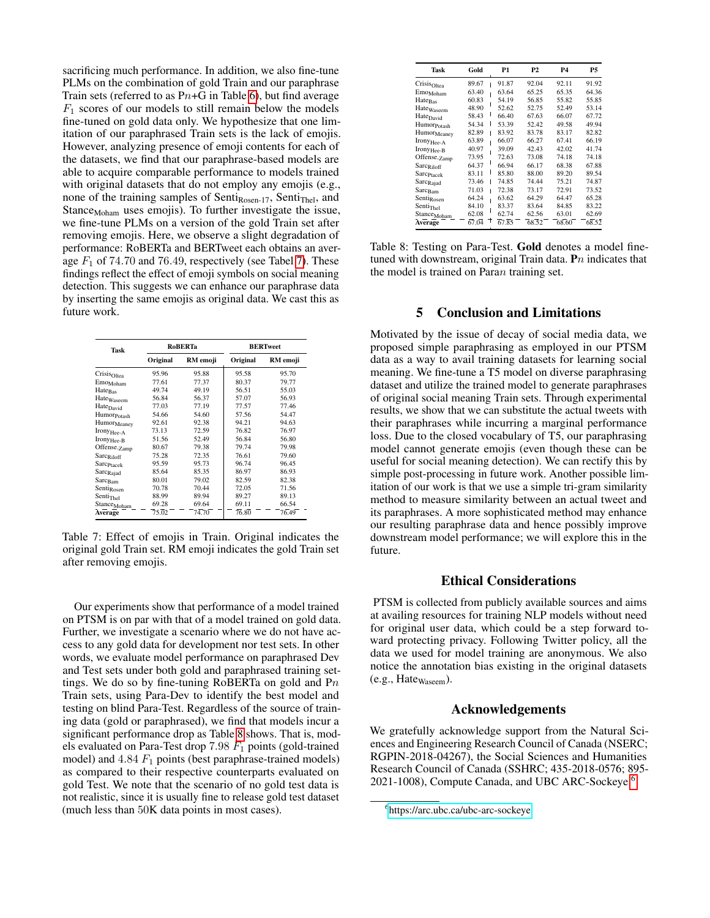sacrificing much performance. In addition, we also fine-tune PLMs on the combination of gold Train and our paraphrase Train sets (referred to as P$n$+G in Table 6), but find average $F_1$ scores of our models to still remain below the models fine-tuned on gold data only. We hypothesize that one limitation of our paraphrased Train sets is the lack of emojis. However, analyzing presence of emoji contents for each of the datasets, we find that our paraphrase-based models are able to acquire comparable performance to models trained with original datasets that do not employ any emojis (e.g., none of the training samples of Senti$_{\text{Rosen-17}}$, Senti$_{\text{Thel}}$, and Stance$_{\text{Moham}}$ uses emojis). To further investigate the issue, we fine-tune PLMs on a version of the gold Train set after removing emojis. Here, we observe a slight degradation of performance: RoBERTa and BERTweet each obtains an average $F_1$ of 74.70 and 76.49, respectively (see Tabel 7). These findings reflect the effect of emoji symbols on social meaning detection. This suggests we can enhance our paraphrase data by inserting the same emojis as original data. We cast this as future work.

| Task | RoBERTa | | BERTweet | |
|---|---|---|---|---|
| | Original | RM emoji | Original | RM emoji |
| Crisis$_{\text{Oltea}}$ | 95.96 | 95.88 | 95.58 | 95.70 |
| Emo$_{\text{Moham}}$ | 77.61 | 77.37 | 80.37 | 79.77 |
| Hate$_{\text{Bas}}$ | 49.74 | 49.19 | 56.51 | 55.03 |
| Hate$_{\text{Waseem}}$ | 56.84 | 56.37 | 57.07 | 56.93 |
| Hate$_{\text{David}}$ | 77.03 | 77.19 | 77.57 | 77.46 |
| Humor$_{\text{Potash}}$ | 54.66 | 54.60 | 57.56 | 54.47 |
| Humor$_{\text{Meaney}}$ | 92.61 | 92.38 | 94.21 | 94.63 |
| Irony$_{\text{Hee-A}}$ | 73.13 | 72.59 | 76.82 | 76.97 |
| Irony$_{\text{Hee-B}}$ | 51.56 | 52.49 | 56.84 | 56.80 |
| Offense$_{\text{Zamp}}$ | 80.67 | 79.38 | 79.74 | 79.98 |
| Sarc$_{\text{Riloff}}$ | 75.28 | 72.35 | 76.61 | 79.60 |
| Sarc$_{\text{Ptacek}}$ | 95.59 | 95.73 | 96.74 | 96.45 |
| Sarc$_{\text{Rajad}}$ | 85.64 | 85.35 | 86.97 | 86.93 |
| Sarc$_{\text{Bam}}$ | 80.01 | 79.02 | 82.59 | 82.38 |
| Senti$_{\text{Rosen}}$ | 70.78 | 70.44 | 72.05 | 71.56 |
| Senti$_{\text{Thel}}$ | 88.99 | 89.94 | 89.27 | 89.13 |
| Stance$_{\text{Moham}}$ | 69.28 | 69.64 | 69.11 | 66.54 |
| **Average** | 75.02 | 74.70 | 76.80 | 76.49 |

Table 7: Effect of emojis in Train. Original indicates the original gold Train set. RM emoji indicates the gold Train set after removing emojis.

Our experiments show that performance of a model trained on PTSM is on par with that of a model trained on gold data. Further, we investigate a scenario where we do not have access to any gold data for development nor test sets. In other words, we evaluate model performance on paraphrased Dev and Test sets under both gold and paraphrased training settings. We do so by fine-tuning RoBERTa on gold and P$n$ Train sets, using Para-Dev to identify the best model and testing on blind Para-Test. Regardless of the source of training data (gold or paraphrased), we find that models incur a significant performance drop as Table 8 shows. That is, models evaluated on Para-Test drop 7.98 $F_1$ points (gold-trained model) and 4.84 $F_1$ points (best paraphrase-trained models) as compared to their respective counterparts evaluated on gold Test. We note that the scenario of no gold test data is not realistic, since it is usually fine to release gold test dataset (much less than 50K data points in most cases).

| Task | Gold | P1 | P2 | P4 | P5 |
|---|---|---|---|---|---|
| Crisis$_{\text{Oltea}}$ | 89.67 | 91.87 | 92.04 | 92.11 | 91.92 |
| Emo$_{\text{Moham}}$ | 63.40 | 63.64 | 65.25 | 65.35 | 64.36 |
| Hate$_{\text{Bas}}$ | 60.83 | 54.19 | 56.85 | 55.82 | 55.85 |
| Hate$_{\text{Waseem}}$ | 48.90 | 52.62 | 52.75 | 52.49 | 53.14 |
| Hate$_{\text{David}}$ | 58.43 | 66.40 | 67.63 | 66.07 | 67.72 |
| Humor$_{\text{Potash}}$ | 54.34 | 53.39 | 52.42 | 49.58 | 49.94 |
| Humor$_{\text{Meaney}}$ | 82.89 | 83.92 | 83.78 | 83.17 | 82.82 |
| Irony$_{\text{Hee-A}}$ | 63.89 | 66.07 | 66.27 | 67.41 | 66.19 |
| Irony$_{\text{Hee-B}}$ | 40.97 | 39.09 | 42.43 | 42.02 | 41.74 |
| Offense$_{\text{Zamp}}$ | 73.95 | 72.63 | 73.08 | 74.18 | 74.18 |
| Sarc$_{\text{Riloff}}$ | 64.37 | 66.94 | 66.17 | 68.38 | 67.88 |
| Sarc$_{\text{Ptacek}}$ | 83.11 | 85.80 | 88.00 | 89.20 | 89.54 |
| Sarc$_{\text{Rajad}}$ | 73.46 | 74.85 | 74.44 | 75.21 | 74.87 |
| Sarc$_{\text{Bam}}$ | 71.03 | 72.38 | 73.17 | 72.91 | 73.52 |
| Senti$_{\text{Rosen}}$ | 64.24 | 63.62 | 64.29 | 64.47 | 65.28 |
| Senti$_{\text{Thel}}$ | 84.10 | 83.37 | 83.64 | 84.85 | 83.22 |
| Stance$_{\text{Moham}}$ | 62.08 | 62.74 | 62.56 | 63.01 | 62.69 |
| **Average** | 67.04 | 67.85 | 68.52 | 68.60 | 68.52 |

Table 8: Testing on Para-Test. **Gold** denotes a model fine-tuned with downstream, original Train data. **P**$n$ indicates that the model is trained on Para$n$ training set.

## 5 Conclusion and Limitations

Motivated by the issue of decay of social media data, we proposed simple paraphrasing as employed in our PTSM data as a way to avail training datasets for learning social meaning. We fine-tune a T5 model on diverse paraphrasing dataset and utilize the trained model to generate paraphrases of original social meaning Train sets. Through experimental results, we show that we can substitute the actual tweets with their paraphrases while incurring a marginal performance loss. Due to the closed vocabulary of T5, our paraphrasing model cannot generate emojis (even though these can be useful for social meaning detection). We can rectify this by simple post-processing in future work. Another possible limitation of our work is that we use a simple tri-gram similarity method to measure similarity between an actual tweet and its paraphrases. A more sophisticated method may enhance our resulting paraphrase data and hence possibly improve downstream model performance; we will explore this in the future.

## Ethical Considerations

PTSM is collected from publicly available sources and aims at availing resources for training NLP models without need for original user data, which could be a step forward toward protecting privacy. Following Twitter policy, all the data we used for model training are anonymous. We also notice the annotation bias existing in the original datasets (e.g., Hate$_{\text{Waseem}}$).

## Acknowledgements

We gratefully acknowledge support from the Natural Sciences and Engineering Research Council of Canada (NSERC; RGPIN-2018-04267), the Social Sciences and Humanities Research Council of Canada (SSHRC; 435-2018-0576; 895-2021-1008), Compute Canada, and UBC ARC-Sockeye[6].

[6] https://arc.ubc.ca/ubc-arc-sockeye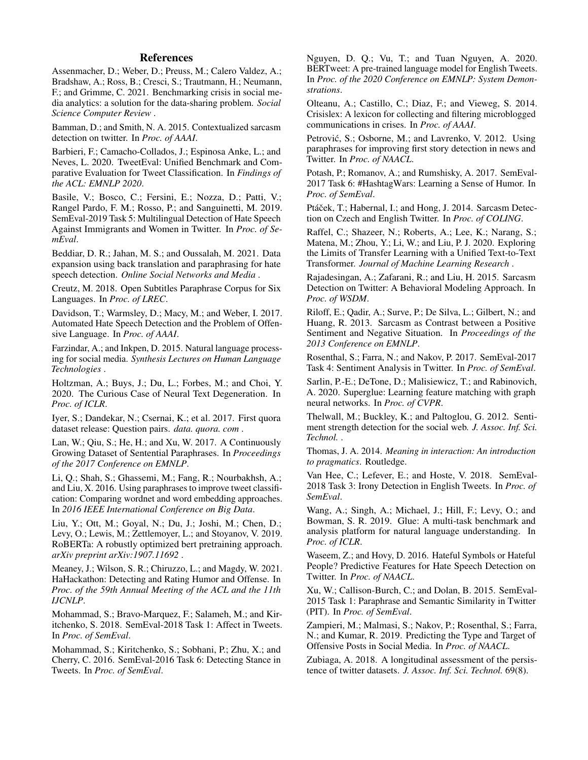## References

Assenmacher, D.; Weber, D.; Preuss, M.; Calero Valdez, A.; Bradshaw, A.; Ross, B.; Cresci, S.; Trautmann, H.; Neumann, F.; and Grimme, C. 2021. Benchmarking crisis in social media analytics: a solution for the data-sharing problem. *Social Science Computer Review* .

Bamman, D.; and Smith, N. A. 2015. Contextualized sarcasm detection on twitter. In *Proc. of AAAI*.

Barbieri, F.; Camacho-Collados, J.; Espinosa Anke, L.; and Neves, L. 2020. TweetEval: Unified Benchmark and Comparative Evaluation for Tweet Classification. In *Findings of the ACL: EMNLP 2020*.

Basile, V.; Bosco, C.; Fersini, E.; Nozza, D.; Patti, V.; Rangel Pardo, F. M.; Rosso, P.; and Sanguinetti, M. 2019. SemEval-2019 Task 5: Multilingual Detection of Hate Speech Against Immigrants and Women in Twitter. In *Proc. of SemEval*.

Beddiar, D. R.; Jahan, M. S.; and Oussalah, M. 2021. Data expansion using back translation and paraphrasing for hate speech detection. *Online Social Networks and Media* .

Creutz, M. 2018. Open Subtitles Paraphrase Corpus for Six Languages. In *Proc. of LREC*.

Davidson, T.; Warmsley, D.; Macy, M.; and Weber, I. 2017. Automated Hate Speech Detection and the Problem of Offensive Language. In *Proc. of AAAI*.

Farzindar, A.; and Inkpen, D. 2015. Natural language processing for social media. *Synthesis Lectures on Human Language Technologies* .

Holtzman, A.; Buys, J.; Du, L.; Forbes, M.; and Choi, Y. 2020. The Curious Case of Neural Text Degeneration. In *Proc. of ICLR*.

Iyer, S.; Dandekar, N.; Csernai, K.; et al. 2017. First quora dataset release: Question pairs. *data. quora. com* .

Lan, W.; Qiu, S.; He, H.; and Xu, W. 2017. A Continuously Growing Dataset of Sentential Paraphrases. In *Proceedings of the 2017 Conference on EMNLP*.

Li, Q.; Shah, S.; Ghassemi, M.; Fang, R.; Nourbakhsh, A.; and Liu, X. 2016. Using paraphrases to improve tweet classification: Comparing wordnet and word embedding approaches. In *2016 IEEE International Conference on Big Data*.

Liu, Y.; Ott, M.; Goyal, N.; Du, J.; Joshi, M.; Chen, D.; Levy, O.; Lewis, M.; Zettlemoyer, L.; and Stoyanov, V. 2019. RoBERTa: A robustly optimized bert pretraining approach. *arXiv preprint arXiv:1907.11692* .

Meaney, J.; Wilson, S. R.; Chiruzzo, L.; and Magdy, W. 2021. HaHackathon: Detecting and Rating Humor and Offense. In *Proc. of the 59th Annual Meeting of the ACL and the 11th IJCNLP*.

Mohammad, S.; Bravo-Marquez, F.; Salameh, M.; and Kiritchenko, S. 2018. SemEval-2018 Task 1: Affect in Tweets. In *Proc. of SemEval*.

Mohammad, S.; Kiritchenko, S.; Sobhani, P.; Zhu, X.; and Cherry, C. 2016. SemEval-2016 Task 6: Detecting Stance in Tweets. In *Proc. of SemEval*.

Nguyen, D. Q.; Vu, T.; and Tuan Nguyen, A. 2020. BERTweet: A pre-trained language model for English Tweets. In *Proc. of the 2020 Conference on EMNLP: System Demonstrations*.

Olteanu, A.; Castillo, C.; Diaz, F.; and Vieweg, S. 2014. Crisislex: A lexicon for collecting and filtering microblogged communications in crises. In *Proc. of AAAI*.

Petrović, S.; Osborne, M.; and Lavrenko, V. 2012. Using paraphrases for improving first story detection in news and Twitter. In *Proc. of NAACL*.

Potash, P.; Romanov, A.; and Rumshisky, A. 2017. SemEval-2017 Task 6: #HashtagWars: Learning a Sense of Humor. In *Proc. of SemEval*.

Ptáček, T.; Habernal, I.; and Hong, J. 2014. Sarcasm Detection on Czech and English Twitter. In *Proc. of COLING*.

Raffel, C.; Shazeer, N.; Roberts, A.; Lee, K.; Narang, S.; Matena, M.; Zhou, Y.; Li, W.; and Liu, P. J. 2020. Exploring the Limits of Transfer Learning with a Unified Text-to-Text Transformer. *Journal of Machine Learning Research* .

Rajadesingan, A.; Zafarani, R.; and Liu, H. 2015. Sarcasm Detection on Twitter: A Behavioral Modeling Approach. In *Proc. of WSDM*.

Riloff, E.; Qadir, A.; Surve, P.; De Silva, L.; Gilbert, N.; and Huang, R. 2013. Sarcasm as Contrast between a Positive Sentiment and Negative Situation. In *Proceedings of the 2013 Conference on EMNLP*.

Rosenthal, S.; Farra, N.; and Nakov, P. 2017. SemEval-2017 Task 4: Sentiment Analysis in Twitter. In *Proc. of SemEval*.

Sarlin, P.-E.; DeTone, D.; Malisiewicz, T.; and Rabinovich, A. 2020. Superglue: Learning feature matching with graph neural networks. In *Proc. of CVPR*.

Thelwall, M.; Buckley, K.; and Paltoglou, G. 2012. Sentiment strength detection for the social web. *J. Assoc. Inf. Sci. Technol.* .

Thomas, J. A. 2014. *Meaning in interaction: An introduction to pragmatics*. Routledge.

Van Hee, C.; Lefever, E.; and Hoste, V. 2018. SemEval-2018 Task 3: Irony Detection in English Tweets. In *Proc. of SemEval*.

Wang, A.; Singh, A.; Michael, J.; Hill, F.; Levy, O.; and Bowman, S. R. 2019. Glue: A multi-task benchmark and analysis platform for natural language understanding. In *Proc. of ICLR*.

Waseem, Z.; and Hovy, D. 2016. Hateful Symbols or Hateful People? Predictive Features for Hate Speech Detection on Twitter. In *Proc. of NAACL*.

Xu, W.; Callison-Burch, C.; and Dolan, B. 2015. SemEval-2015 Task 1: Paraphrase and Semantic Similarity in Twitter (PIT). In *Proc. of SemEval*.

Zampieri, M.; Malmasi, S.; Nakov, P.; Rosenthal, S.; Farra, N.; and Kumar, R. 2019. Predicting the Type and Target of Offensive Posts in Social Media. In *Proc. of NAACL*.

Zubiaga, A. 2018. A longitudinal assessment of the persistence of twitter datasets. *J. Assoc. Inf. Sci. Technol.* 69(8).